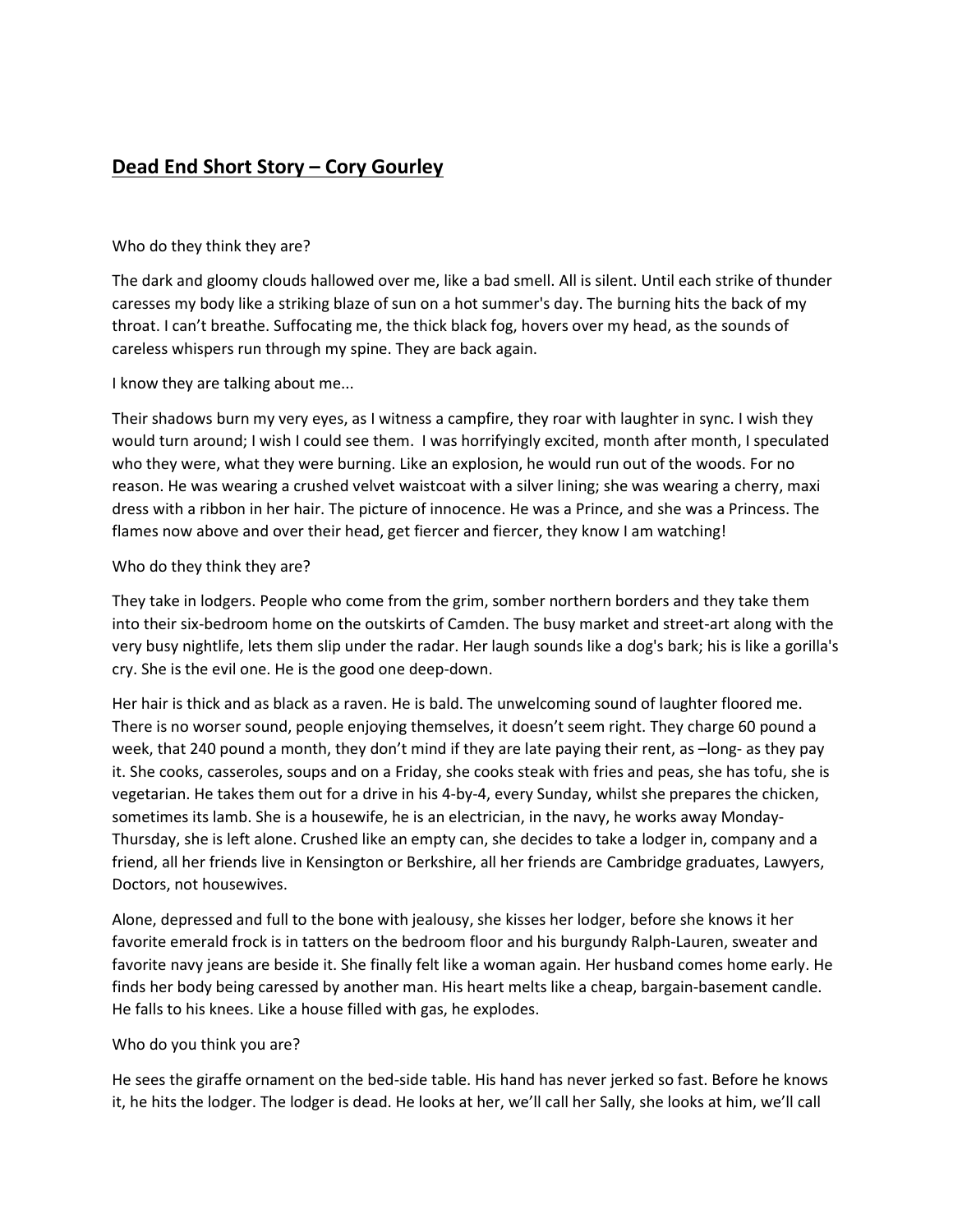# **Dead End Short Story – Cory Gourley**

Who do they think they are?

The dark and gloomy clouds hallowed over me, like a bad smell. All is silent. Until each strike of thunder caresses my body like a striking blaze of sun on a hot summer's day. The burning hits the back of my throat. I can't breathe. Suffocating me, the thick black fog, hovers over my head, as the sounds of careless whispers run through my spine. They are back again.

I know they are talking about me...

Their shadows burn my very eyes, as I witness a campfire, they roar with laughter in sync. I wish they would turn around; I wish I could see them. I was horrifyingly excited, month after month, I speculated who they were, what they were burning. Like an explosion, he would run out of the woods. For no reason. He was wearing a crushed velvet waistcoat with a silver lining; she was wearing a cherry, maxi dress with a ribbon in her hair. The picture of innocence. He was a Prince, and she was a Princess. The flames now above and over their head, get fiercer and fiercer, they know I am watching!

Who do they think they are?

They take in lodgers. People who come from the grim, somber northern borders and they take them into their six-bedroom home on the outskirts of Camden. The busy market and street-art along with the very busy nightlife, lets them slip under the radar. Her laugh sounds like a dog's bark; his is like a gorilla's cry. She is the evil one. He is the good one deep-down.

Her hair is thick and as black as a raven. He is bald. The unwelcoming sound of laughter floored me. There is no worser sound, people enjoying themselves, it doesn't seem right. They charge 60 pound a week, that 240 pound a month, they don't mind if they are late paying their rent, as –long- as they pay it. She cooks, casseroles, soups and on a Friday, she cooks steak with fries and peas, she has tofu, she is vegetarian. He takes them out for a drive in his 4-by-4, every Sunday, whilst she prepares the chicken, sometimes its lamb. She is a housewife, he is an electrician, in the navy, he works away Monday-Thursday, she is left alone. Crushed like an empty can, she decides to take a lodger in, company and a friend, all her friends live in Kensington or Berkshire, all her friends are Cambridge graduates, Lawyers, Doctors, not housewives.

Alone, depressed and full to the bone with jealousy, she kisses her lodger, before she knows it her favorite emerald frock is in tatters on the bedroom floor and his burgundy Ralph-Lauren, sweater and favorite navy jeans are beside it. She finally felt like a woman again. Her husband comes home early. He finds her body being caressed by another man. His heart melts like a cheap, bargain-basement candle. He falls to his knees. Like a house filled with gas, he explodes.

Who do you think you are?

He sees the giraffe ornament on the bed-side table. His hand has never jerked so fast. Before he knows it, he hits the lodger. The lodger is dead. He looks at her, we'll call her Sally, she looks at him, we'll call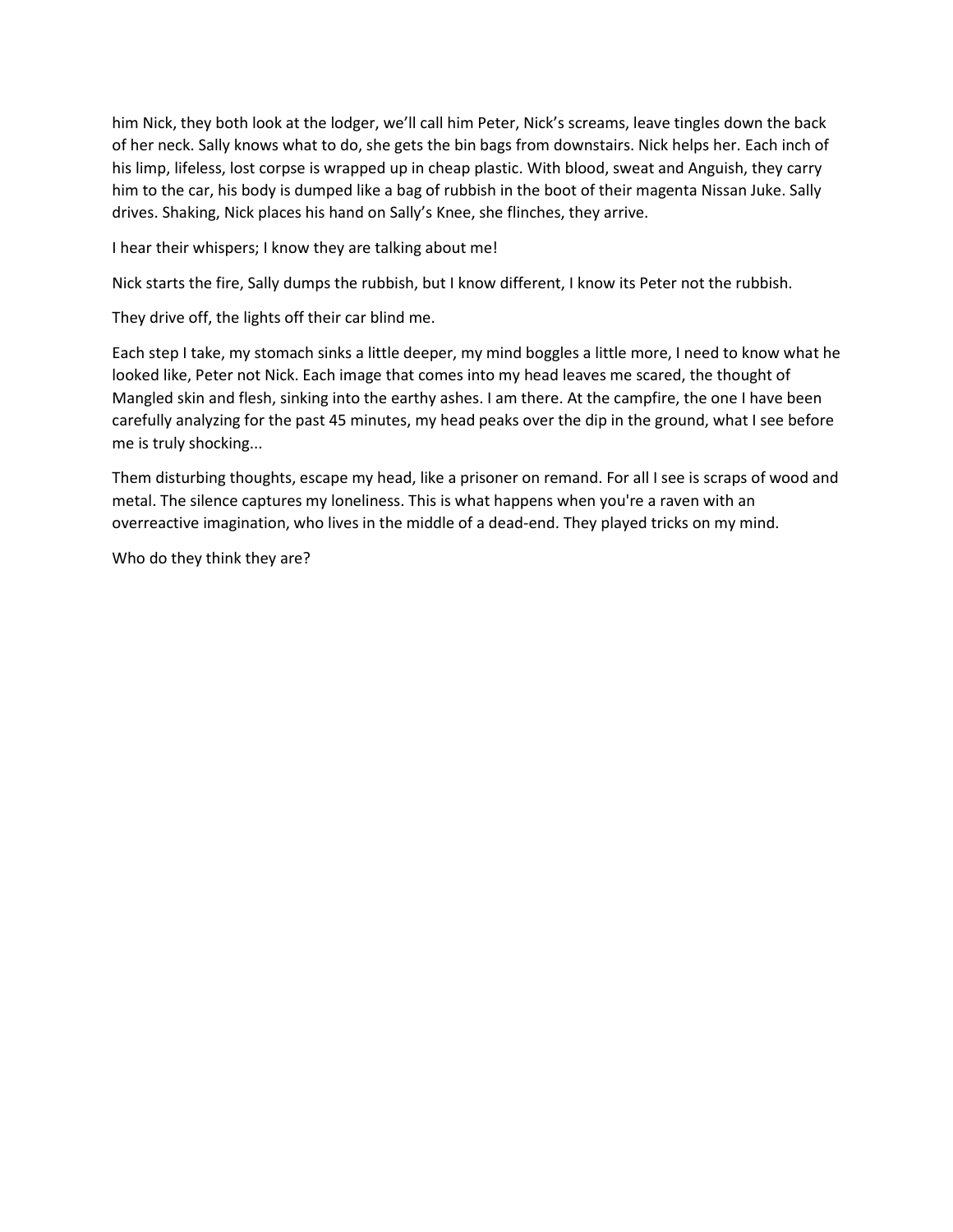him Nick, they both look at the lodger, we'll call him Peter, Nick's screams, leave tingles down the back of her neck. Sally knows what to do, she gets the bin bags from downstairs. Nick helps her. Each inch of his limp, lifeless, lost corpse is wrapped up in cheap plastic. With blood, sweat and Anguish, they carry him to the car, his body is dumped like a bag of rubbish in the boot of their magenta Nissan Juke. Sally drives. Shaking, Nick places his hand on Sally's Knee, she flinches, they arrive.

I hear their whispers; I know they are talking about me!

Nick starts the fire, Sally dumps the rubbish, but I know different, I know its Peter not the rubbish.

They drive off, the lights off their car blind me.

Each step I take, my stomach sinks a little deeper, my mind boggles a little more, I need to know what he looked like, Peter not Nick. Each image that comes into my head leaves me scared, the thought of Mangled skin and flesh, sinking into the earthy ashes. I am there. At the campfire, the one I have been carefully analyzing for the past 45 minutes, my head peaks over the dip in the ground, what I see before me is truly shocking...

Them disturbing thoughts, escape my head, like a prisoner on remand. For all I see is scraps of wood and metal. The silence captures my loneliness. This is what happens when you're a raven with an overreactive imagination, who lives in the middle of a dead-end. They played tricks on my mind.

Who do they think they are?